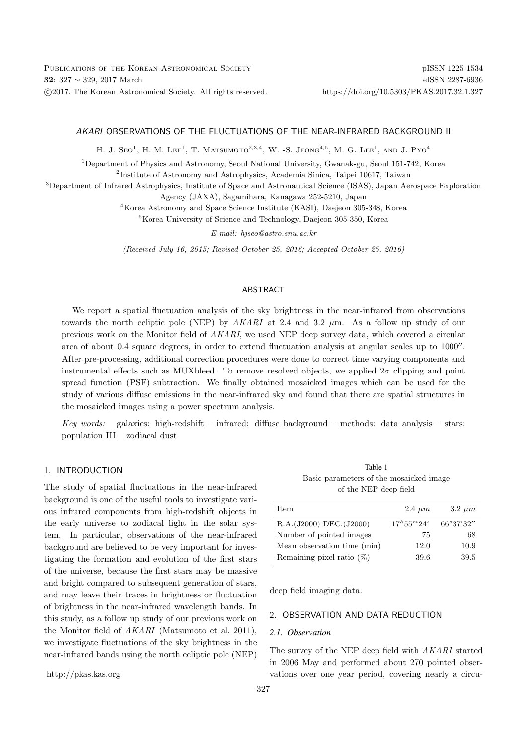# *AKARI* OBSERVATIONS OF THE FLUCTUATIONS OF THE NEAR-INFRARED BACKGROUND II

H. J. Seo[1], H. M. Lee[1], T. Matsumoto[2,3,4], W. -S. Jeong[4,5], M. G. Lee[1], and J. Pyo[4]

[1]Department of Physics and Astronomy, Seoul National University, Gwanak-gu, Seoul 151-742, Korea

[2]Institute of Astronomy and Astrophysics, Academia Sinica, Taipei 10617, Taiwan

[3]Department of Infrared Astrophysics, Institute of Space and Astronautical Science (ISAS), Japan Aerospace Exploration Agency (JAXA), Sagamihara, Kanagawa 252-5210, Japan

[4]Korea Astronomy and Space Science Institute (KASI), Daejeon 305-348, Korea

[5]Korea University of Science and Technology, Daejeon 305-350, Korea

*E-mail: hjseo@astro.snu.ac.kr*

*(Received July 16, 2015; Revised October 25, 2016; Accepted October 25, 2016)*

## ABSTRACT

We report a spatial fluctuation analysis of the sky brightness in the near-infrared from observations towards the north ecliptic pole (NEP) by *AKARI* at 2.4 and 3.2 $\mu$m. As a follow up study of our previous work on the Monitor field of *AKARI*, we used NEP deep survey data, which covered a circular area of about 0.4 square degrees, in order to extend fluctuation analysis at angular scales up to $1000''$. After pre-processing, additional correction procedures were done to correct time varying components and instrumental effects such as MUXbleed. To remove resolved objects, we applied $2\sigma$ clipping and point spread function (PSF) subtraction. We finally obtained mosaicked images which can be used for the study of various diffuse emissions in the near-infrared sky and found that there are spatial structures in the mosaicked images using a power spectrum analysis.

*Key words:* galaxies: high-redshift – infrared: diffuse background – methods: data analysis – stars: population III – zodiacal dust

## 1. INTRODUCTION

The study of spatial fluctuations in the near-infrared background is one of the useful tools to investigate various infrared components from high-redshift objects in the early universe to zodiacal light in the solar system. In particular, observations of the near-infrared background are believed to be very important for investigating the formation and evolution of the first stars of the universe, because the first stars may be massive and bright compared to subsequent generation of stars, and may leave their traces in brightness or fluctuation of brightness in the near-infrared wavelength bands. In this study, as a follow up study of our previous work on the Monitor field of *AKARI* (Matsumoto et al. 2011), we investigate fluctuations of the sky brightness in the near-infrared bands using the north ecliptic pole (NEP) deep field imaging data.

Table 1
Basic parameters of the mosaicked image of the NEP deep field

| Item | 2.4 $\mu m$ | 3.2 $\mu m$ |
|---|---|---|
| R.A.(J2000) DEC.(J2000) | $17^h55^m24^s$ | $66°37'32''$ |
| Number of pointed images | 75 | 68 |
| Mean observation time (min) | 12.0 | 10.9 |
| Remaining pixel ratio (%) | 39.6 | 39.5 |

## 2. OBSERVATION AND DATA REDUCTION

### *2.1. Observation*

The survey of the NEP deep field with *AKARI* started in 2006 May and performed about 270 pointed observations over one year period, covering nearly a circu-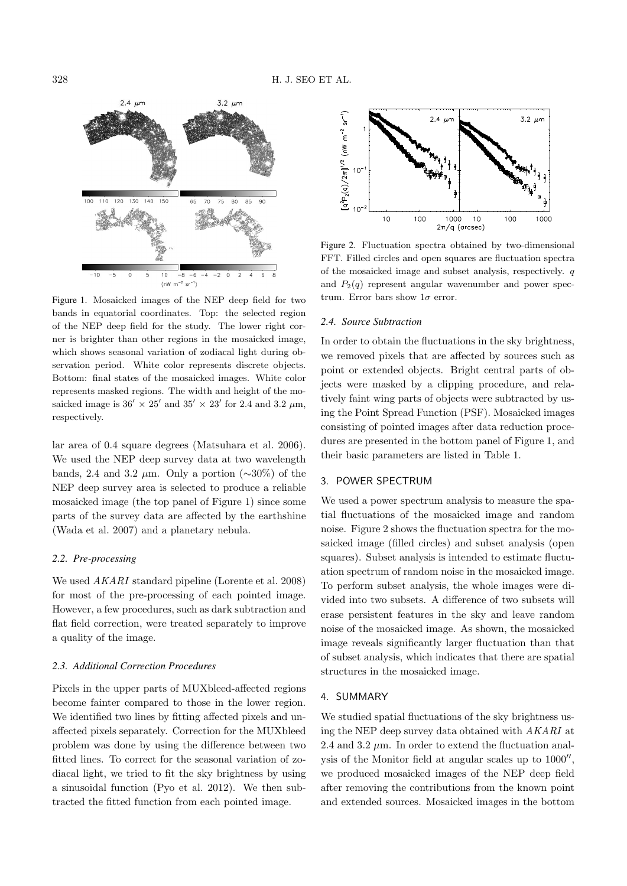Figure 1. Mosaicked images of the NEP deep field for two bands in equatorial coordinates. Top: the selected region of the NEP deep field for the study. The lower right corner is brighter than other regions in the mosaicked image, which shows seasonal variation of zodiacal light during observation period. White color represents discrete objects. Bottom: final states of the mosaicked images. White color represents masked regions. The width and height of the mosaicked image is $36' \times 25'$ and $35' \times 23'$ for 2.4 and 3.2 $\mu$m, respectively.

lar area of 0.4 square degrees (Matsuhara et al. 2006). We used the NEP deep survey data at two wavelength bands, 2.4 and 3.2 $\mu$m. Only a portion ($\sim$30%) of the NEP deep survey area is selected to produce a reliable mosaicked image (the top panel of Figure 1) since some parts of the survey data are affected by the earthshine (Wada et al. 2007) and a planetary nebula.

### 2.2. Pre-processing

We used *AKARI* standard pipeline (Lorente et al. 2008) for most of the pre-processing of each pointed image. However, a few procedures, such as dark subtraction and flat field correction, were treated separately to improve a quality of the image.

### 2.3. Additional Correction Procedures

Pixels in the upper parts of MUXbleed-affected regions become fainter compared to those in the lower region. We identified two lines by fitting affected pixels and unaffected pixels separately. Correction for the MUXbleed problem was done by using the difference between two fitted lines. To correct for the seasonal variation of zodiacal light, we tried to fit the sky brightness by using a sinusoidal function (Pyo et al. 2012). We then subtracted the fitted function from each pointed image.

Figure 2. Fluctuation spectra obtained by two-dimensional FFT. Filled circles and open squares are fluctuation spectra of the mosaicked image and subset analysis, respectively. $q$ and $P_2(q)$ represent angular wavenumber and power spectrum. Error bars show $1\sigma$ error.

### 2.4. Source Subtraction

In order to obtain the fluctuations in the sky brightness, we removed pixels that are affected by sources such as point or extended objects. Bright central parts of objects were masked by a clipping procedure, and relatively faint wing parts of objects were subtracted by using the Point Spread Function (PSF). Mosaicked images consisting of pointed images after data reduction procedures are presented in the bottom panel of Figure 1, and their basic parameters are listed in Table 1.

## 3. POWER SPECTRUM

We used a power spectrum analysis to measure the spatial fluctuations of the mosaicked image and random noise. Figure 2 shows the fluctuation spectra for the mosaicked image (filled circles) and subset analysis (open squares). Subset analysis is intended to estimate fluctuation spectrum of random noise in the mosaicked image. To perform subset analysis, the whole images were divided into two subsets. A difference of two subsets will erase persistent features in the sky and leave random noise of the mosaicked image. As shown, the mosaicked image reveals significantly larger fluctuation than that of subset analysis, which indicates that there are spatial structures in the mosaicked image.

## 4. SUMMARY

We studied spatial fluctuations of the sky brightness using the NEP deep survey data obtained with *AKARI* at 2.4 and 3.2 $\mu$m. In order to extend the fluctuation analysis of the Monitor field at angular scales up to $1000''$, we produced mosaicked images of the NEP deep field after removing the contributions from the known point and extended sources. Mosaicked images in the bottom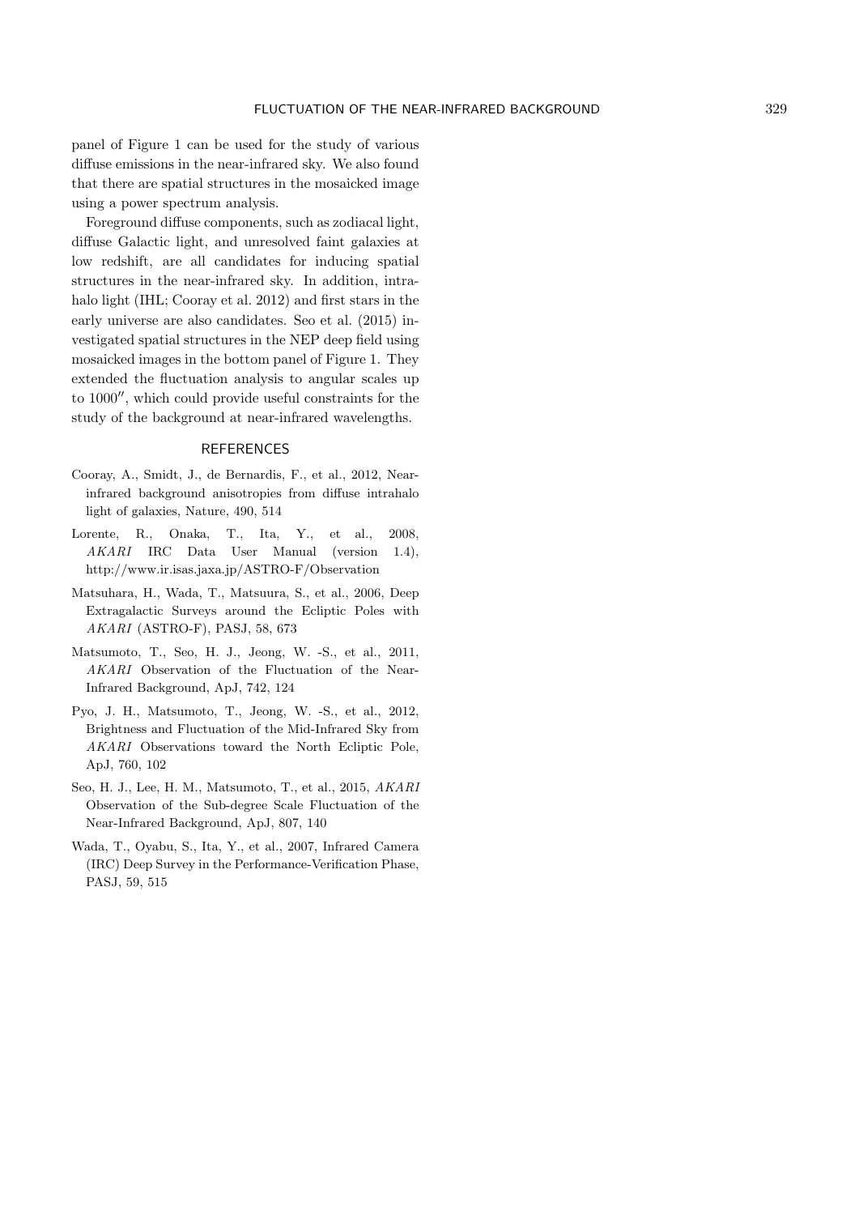panel of Figure 1 can be used for the study of various diffuse emissions in the near-infrared sky. We also found that there are spatial structures in the mosaicked image using a power spectrum analysis.

Foreground diffuse components, such as zodiacal light, diffuse Galactic light, and unresolved faint galaxies at low redshift, are all candidates for inducing spatial structures in the near-infrared sky. In addition, intrahalo light (IHL; Cooray et al. 2012) and first stars in the early universe are also candidates. Seo et al. (2015) investigated spatial structures in the NEP deep field using mosaicked images in the bottom panel of Figure 1. They extended the fluctuation analysis to angular scales up to 1000″, which could provide useful constraints for the study of the background at near-infrared wavelengths.

## REFERENCES

Cooray, A., Smidt, J., de Bernardis, F., et al., 2012, Near-infrared background anisotropies from diffuse intrahalo light of galaxies, Nature, 490, 514

Lorente, R., Onaka, T., Ita, Y., et al., 2008, *AKARI* IRC Data User Manual (version 1.4), http://www.ir.isas.jaxa.jp/ASTRO-F/Observation

Matsuhara, H., Wada, T., Matsuura, S., et al., 2006, Deep Extragalactic Surveys around the Ecliptic Poles with *AKARI* (ASTRO-F), PASJ, 58, 673

Matsumoto, T., Seo, H. J., Jeong, W. -S., et al., 2011, *AKARI* Observation of the Fluctuation of the Near-Infrared Background, ApJ, 742, 124

Pyo, J. H., Matsumoto, T., Jeong, W. -S., et al., 2012, Brightness and Fluctuation of the Mid-Infrared Sky from *AKARI* Observations toward the North Ecliptic Pole, ApJ, 760, 102

Seo, H. J., Lee, H. M., Matsumoto, T., et al., 2015, *AKARI* Observation of the Sub-degree Scale Fluctuation of the Near-Infrared Background, ApJ, 807, 140

Wada, T., Oyabu, S., Ita, Y., et al., 2007, Infrared Camera (IRC) Deep Survey in the Performance-Verification Phase, PASJ, 59, 515